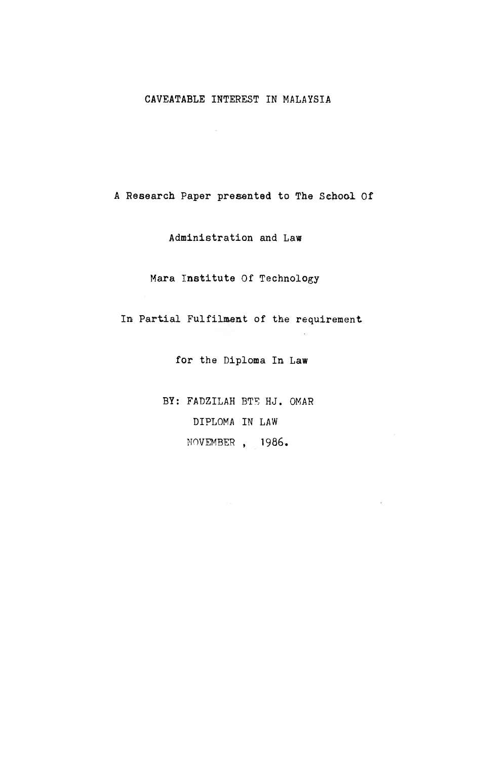# CAVEATABLE INTEREST IN MALAYSIA

A Research Paper presented to The School Of

Administration and Law

Mara Institute Of Technology

In Partial Fulfilment of the requirement

for the Diploma In Law

BY: FADZILAH BTE HJ. OMAR

DIPLOMA IN LAW

NOVEMBER , 1986.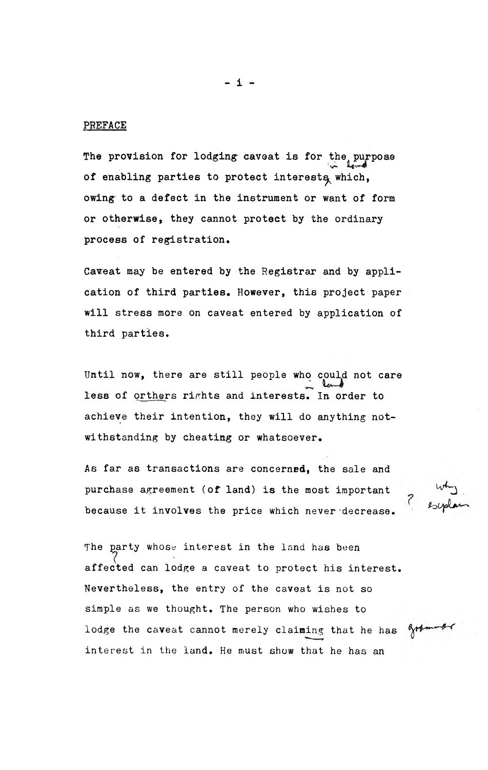## PREFACE

The provision for lodging caveat is for the purpose of enabling parties to protect interests which, owing to a defect in the instrument or want of form or otherwise, they cannot protect by the ordinary process of registration.

Caveat may be entered by the Registrar and by application of third parties. However, this project paper will stress more on caveat entered by application of third parties.

Until now, there are still people who could not care less of orthers rights and interests. In order to achieve their intention, they will do anything notwithstanding by cheating or whatsoever.

As far as transactions are concerned, the sale and purchase agreement (of land) is the most important because it involves the price which never decrease.

The party whose interest in the land has been affected can lodge a caveat to protect his interest. Nevertheless, the entry of the caveat is not so simple as we thought. The person who wishes to lodge the caveat cannot merely claiming that he has interest in the land. He must show that he has an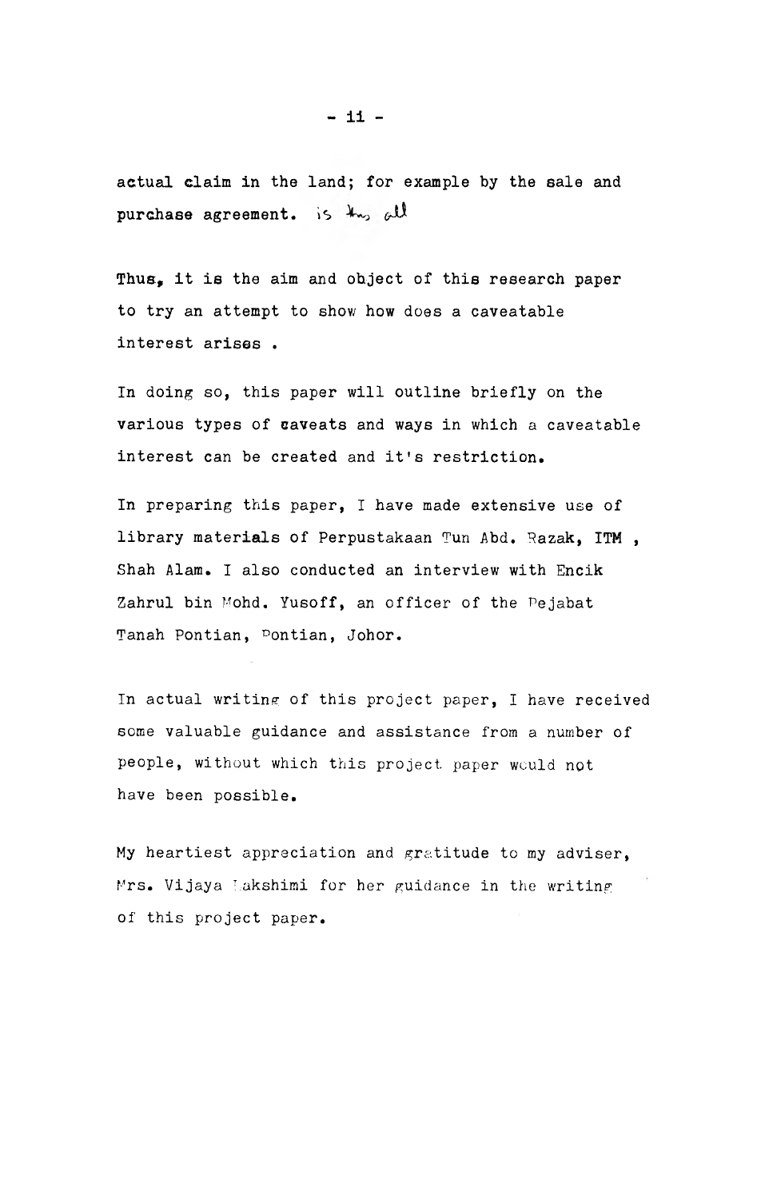actual claim in the land; for example by the sale and purchase agreement. is the all

Thus, it is the aim and object of this research paper to try an attempt to show how does a caveatable interest arises .

In doing so, this paper will outline briefly on the various types of caveats and ways in which a caveatable interest can be created and it's restriction.

In preparing this paper, I have made extensive use of library materials of Perpustakaan Tun Abd. Razak, ITM , Shah Alam. I also conducted an interview with Encik Zahrul bin Mohd. Yusoff, an officer of the Pejabat Tanah Pontian, Pontian, Johor.

In actual writing of this project paper, I have received some valuable guidance and assistance from a number of people, without which this project paper would not have been possible.

My heartiest appreciation and gratitude to my adviser, Mrs. Vijaya Lakshimi for her guidance in the writing of this project paper.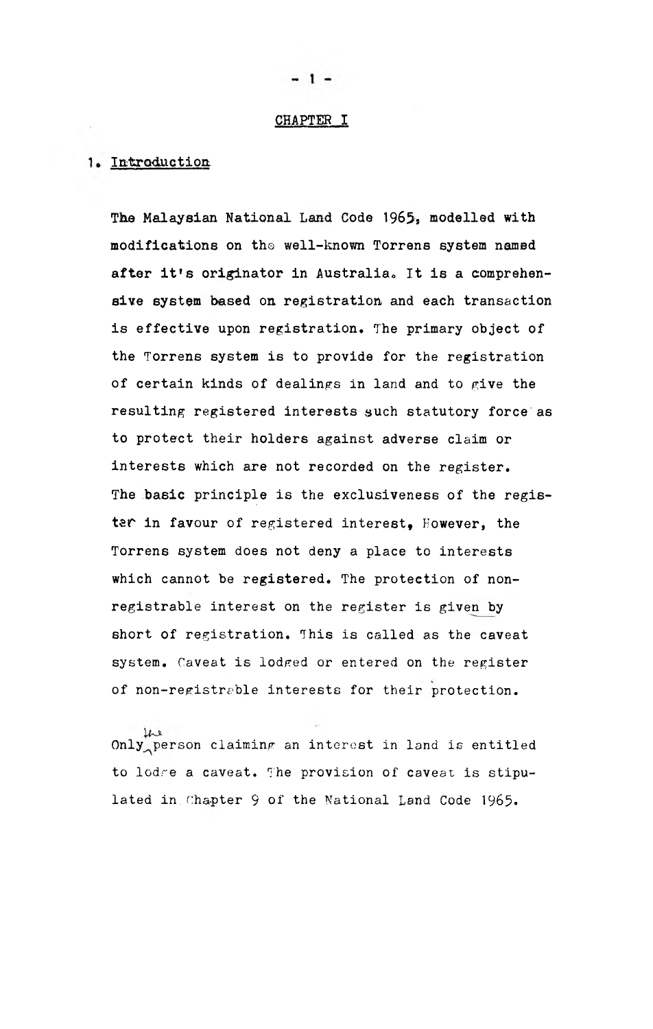# CHAPTER I

## 1. Introduction

The Malaysian National Land Code 1965, modelled with modifications on the well-known Torrens system named after it's originator in Australia. It is a comprehensive system based on registration and each transaction is effective upon registration. The primary object of the Torrens system is to provide for the registration of certain kinds of dealings in land and to give the resulting registered interests such statutory force as to protect their holders against adverse claim or interests which are not recorded on the register. The basic principle is the exclusiveness of the register in favour of registered interest, However, the Torrens system does not deny a place to interests which cannot be registered. The protection of non-registrable interest on the register is given by short of registration. This is called as the caveat system. Caveat is lodged or entered on the register of non-registrable interests for their protection.

Only the person claiming an interest in land is entitled to lodge a caveat. The provision of caveat is stipulated in Chapter 9 of the National Land Code 1965.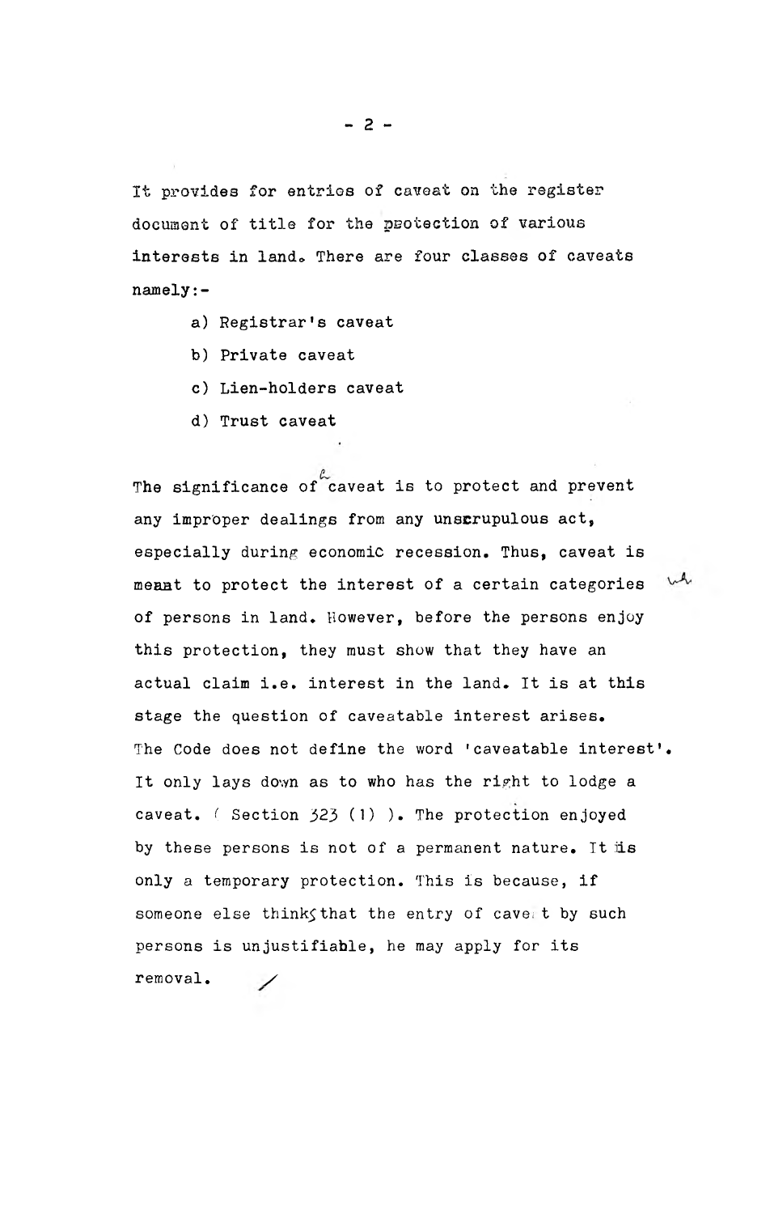It provides for entries of caveat on the register document of title for the protection of various interests in land. There are four classes of caveats namely:-

a) Registrar's caveat
b) Private caveat
c) Lien-holders caveat
d) Trust caveat

The significance of caveat is to protect and prevent any improper dealings from any unscrupulous act, especially during economic recession. Thus, caveat is meant to protect the interest of a certain categories of persons in land. However, before the persons enjoy this protection, they must show that they have an actual claim i.e. interest in the land. It is at this stage the question of caveatable interest arises. The Code does not define the word 'caveatable interest'. It only lays down as to who has the right to lodge a caveat. ( Section 323 (1) ). The protection enjoyed by these persons is not of a permanent nature. It is only a temporary protection. This is because, if someone else thinks that the entry of caveat by such persons is unjustifiable, he may apply for its removal.